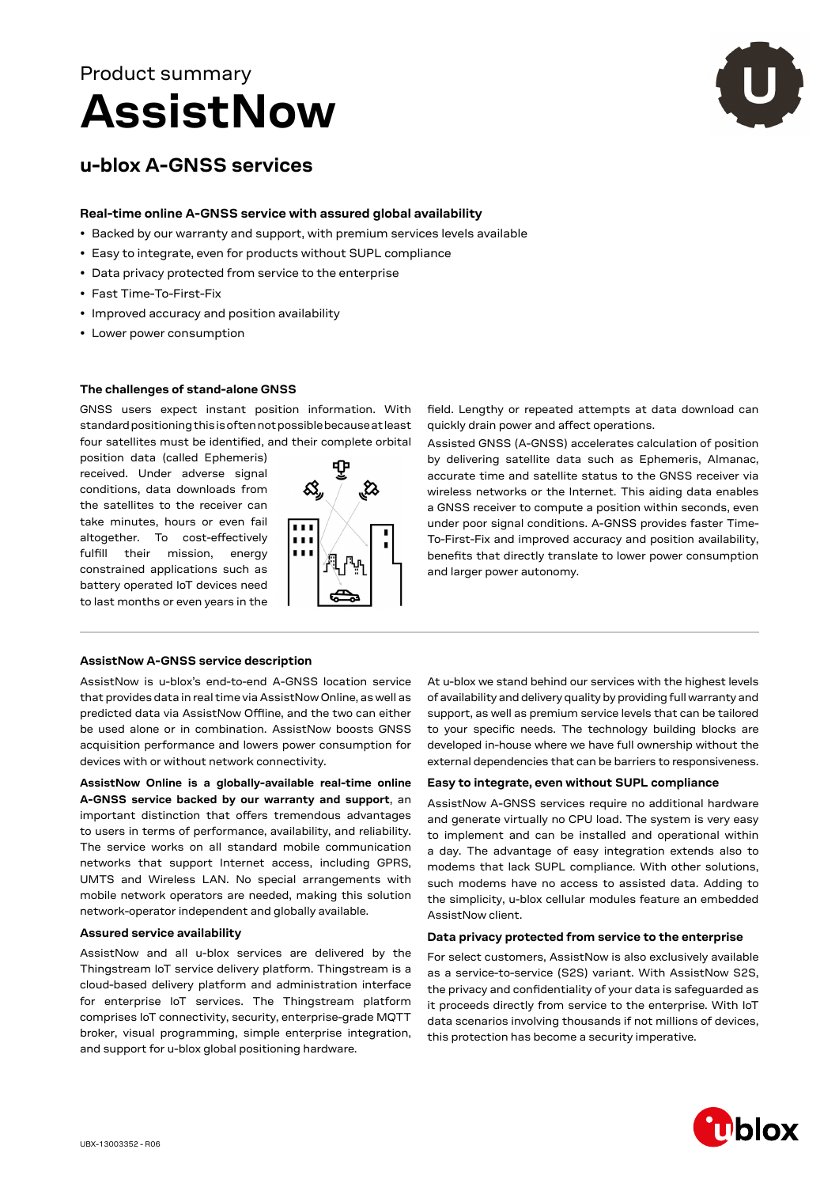Product summary

# AssistNow

## u-blox A-GNSS services

### Real-time online A-GNSS service with assured global availability

- Backed by our warranty and support, with premium services levels available
- Easy to integrate, even for products without SUPL compliance
- Data privacy protected from service to the enterprise
- Fast Time-To-First-Fix
- Improved accuracy and position availability
- Lower power consumption

### The challenges of stand-alone GNSS

GNSS users expect instant position information. With standard positioning this is often not possible because at least four satellites must be identified, and their complete orbital position data (called Ephemeris) received. Under adverse signal conditions, data downloads from the satellites to the receiver can take minutes, hours or even fail altogether. To cost-effectively fulfill their mission, energy constrained applications such as battery operated IoT devices need to last months or even years in the field. Lengthy or repeated attempts at data download can quickly drain power and affect operations.

Assisted GNSS (A-GNSS) accelerates calculation of position by delivering satellite data such as Ephemeris, Almanac, accurate time and satellite status to the GNSS receiver via wireless networks or the Internet. This aiding data enables a GNSS receiver to compute a position within seconds, even under poor signal conditions. A-GNSS provides faster Time-To-First-Fix and improved accuracy and position availability, benefits that directly translate to lower power consumption and larger power autonomy.

### AssistNow A-GNSS service description

AssistNow is u-blox's end-to-end A-GNSS location service that provides data in real time via AssistNow Online, as well as predicted data via AssistNow Offline, and the two can either be used alone or in combination. AssistNow boosts GNSS acquisition performance and lowers power consumption for devices with or without network connectivity.

**AssistNow Online is a globally-available real-time online A-GNSS service backed by our warranty and support**, an important distinction that offers tremendous advantages to users in terms of performance, availability, and reliability. The service works on all standard mobile communication networks that support Internet access, including GPRS, UMTS and Wireless LAN. No special arrangements with mobile network operators are needed, making this solution network-operator independent and globally available.

### Assured service availability

AssistNow and all u-blox services are delivered by the Thingstream IoT service delivery platform. Thingstream is a cloud-based delivery platform and administration interface for enterprise IoT services. The Thingstream platform comprises IoT connectivity, security, enterprise-grade MQTT broker, visual programming, simple enterprise integration, and support for u-blox global positioning hardware.

At u-blox we stand behind our services with the highest levels of availability and delivery quality by providing full warranty and support, as well as premium service levels that can be tailored to your specific needs. The technology building blocks are developed in-house where we have full ownership without the external dependencies that can be barriers to responsiveness.

### Easy to integrate, even without SUPL compliance

AssistNow A-GNSS services require no additional hardware and generate virtually no CPU load. The system is very easy to implement and can be installed and operational within a day. The advantage of easy integration extends also to modems that lack SUPL compliance. With other solutions, such modems have no access to assisted data. Adding to the simplicity, u-blox cellular modules feature an embedded AssistNow client.

### Data privacy protected from service to the enterprise

For select customers, AssistNow is also exclusively available as a service-to-service (S2S) variant. With AssistNow S2S, the privacy and confidentiality of your data is safeguarded as it proceeds directly from service to the enterprise. With IoT data scenarios involving thousands if not millions of devices, this protection has become a security imperative.

UBX-13003352 - R06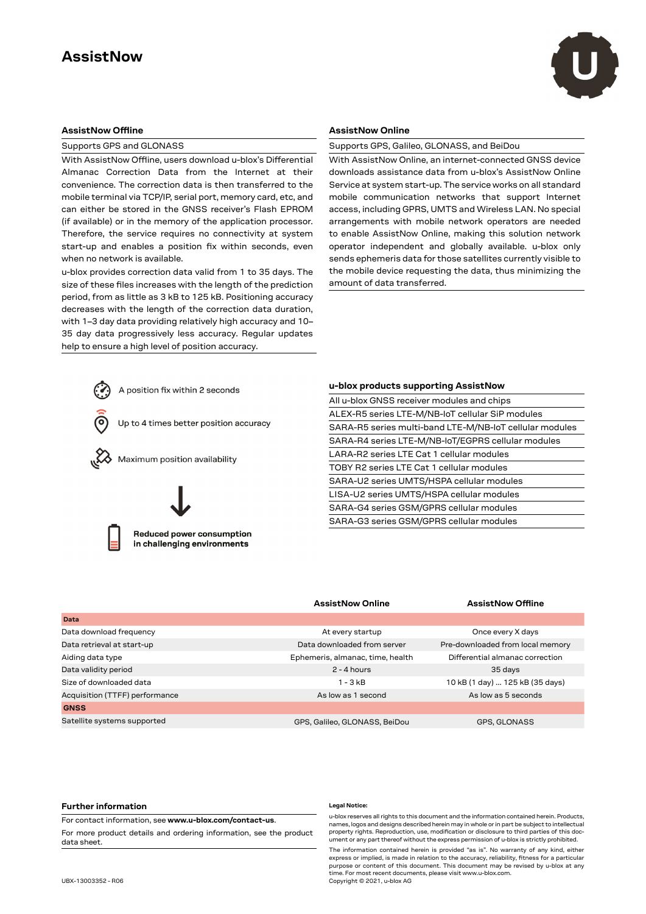# AssistNow

### AssistNow Offline

Supports GPS and GLONASS

With AssistNow Offline, users download u-blox's Differential Almanac Correction Data from the Internet at their convenience. The correction data is then transferred to the mobile terminal via TCP/IP, serial port, memory card, etc, and can either be stored in the GNSS receiver's Flash EPROM (if available) or in the memory of the application processor. Therefore, the service requires no connectivity at system start-up and enables a position fix within seconds, even when no network is available.

u-blox provides correction data valid from 1 to 35 days. The size of these files increases with the length of the prediction period, from as little as 3 kB to 125 kB. Positioning accuracy decreases with the length of the correction data duration, with 1–3 day data providing relatively high accuracy and 10–35 day data progressively less accuracy. Regular updates help to ensure a high level of position accuracy.

### AssistNow Online

Supports GPS, Galileo, GLONASS, and BeiDou

With AssistNow Online, an internet-connected GNSS device downloads assistance data from u-blox's AssistNow Online Service at system start-up. The service works on all standard mobile communication networks that support Internet access, including GPRS, UMTS and Wireless LAN. No special arrangements with mobile network operators are needed to enable AssistNow Online, making this solution network operator independent and globally available. u-blox only sends ephemeris data for those satellites currently visible to the mobile device requesting the data, thus minimizing the amount of data transferred.

A position fix within 2 seconds

Up to 4 times better position accuracy

Maximum position availability

**Reduced power consumption in challenging environments**

### u-blox products supporting AssistNow

- All u-blox GNSS receiver modules and chips
- ALEX-R5 series LTE-M/NB-IoT cellular SiP modules
- SARA-R5 series multi-band LTE-M/NB-IoT cellular modules
- SARA-R4 series LTE-M/NB-IoT/EGPRS cellular modules
- LARA-R2 series LTE Cat 1 cellular modules
- TOBY R2 series LTE Cat 1 cellular modules
- SARA-U2 series UMTS/HSPA cellular modules
- LISA-U2 series UMTS/HSPA cellular modules
- SARA-G4 series GSM/GPRS cellular modules
- SARA-G3 series GSM/GPRS cellular modules

| | AssistNow Online | AssistNow Offline |
|---|---|---|
| **Data** | | |
| Data download frequency | At every startup | Once every X days |
| Data retrieval at start-up | Data downloaded from server | Pre-downloaded from local memory |
| Aiding data type | Ephemeris, almanac, time, health | Differential almanac correction |
| Data validity period | 2 - 4 hours | 35 days |
| Size of downloaded data | 1 - 3 kB | 10 kB (1 day) ... 125 kB (35 days) |
| Acquisition (TTFF) performance | As low as 1 second | As low as 5 seconds |
| **GNSS** | | |
| Satellite systems supported | GPS, Galileo, GLONASS, BeiDou | GPS, GLONASS |

### Further information

For contact information, see **www.u-blox.com/contact-us**.

For more product details and ordering information, see the product data sheet.

UBX-13003352 - R06

**Legal Notice:**

u-blox reserves all rights to this document and the information contained herein. Products, names, logos and designs described herein may in whole or in part be subject to intellectual property rights. Reproduction, use, modification or disclosure to third parties of this document or any part thereof without the express permission of u-blox is strictly prohibited.

The information contained herein is provided "as is". No warranty of any kind, either express or implied, is made in relation to the accuracy, reliability, fitness for a particular purpose or content of this document. This document may be revised by u-blox at any time. For most recent documents, please visit www.u-blox.com.

Copyright © 2021, u-blox AG